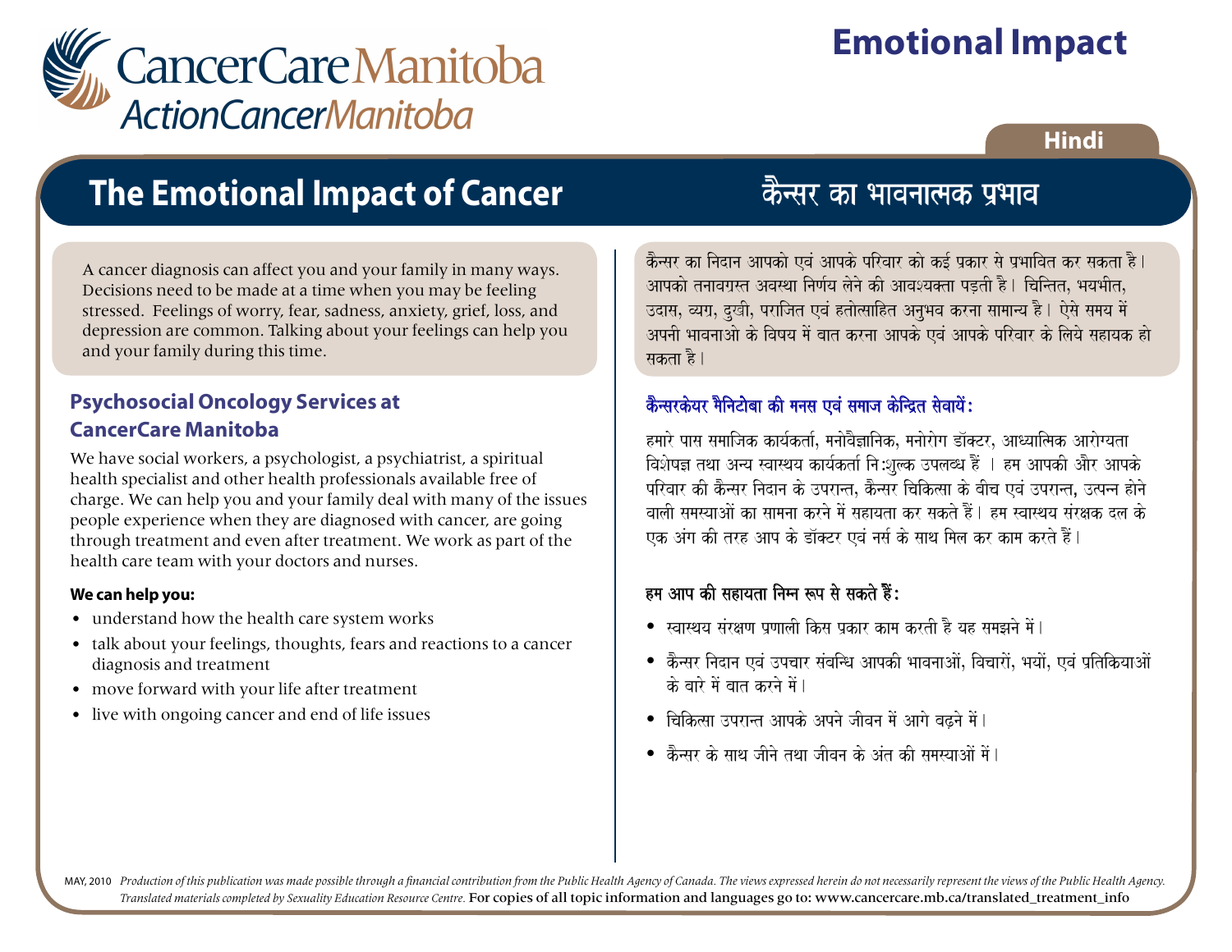CancerCare Manitoba
ActionCancerManitoba

# Emotional Impact

Hindi

## The Emotional Impact of Cancer

A cancer diagnosis can affect you and your family in many ways. Decisions need to be made at a time when you may be feeling stressed. Feelings of worry, fear, sadness, anxiety, grief, loss, and depression are common. Talking about your feelings can help you and your family during this time.

### Psychosocial Oncology Services at CancerCare Manitoba

We have social workers, a psychologist, a psychiatrist, a spiritual health specialist and other health professionals available free of charge. We can help you and your family deal with many of the issues people experience when they are diagnosed with cancer, are going through treatment and even after treatment. We work as part of the health care team with your doctors and nurses.

**We can help you:**

- understand how the health care system works
- talk about your feelings, thoughts, fears and reactions to a cancer diagnosis and treatment
- move forward with your life after treatment
- live with ongoing cancer and end of life issues

## कैन्सर का भावनात्मक प्रभाव

कैन्सर का निदान आपको एवं आपके परिवार को कई प्रकार से प्रभावित कर सकता है। आपको तनावग्रस्त अवस्था निर्णय लेने की आवश्यक्ता पड़ती है। चिन्तित, भयभीत, उदास, व्यग्र, दुखी, पराजित एवं हतोत्साहित अनुभव करना सामान्य है। ऐसे समय में अपनी भावनाओ के विषय में बात करना आपके एवं आपके परिवार के लिये सहायक हो सकता है।

### कैन्सरकेयर मैनिटोबा की मनस एवं समाज केन्द्रित सेवायें:

हमारे पास समाजिक कार्यकर्ता, मनोवैज्ञानिक, मनोरोग डॉक्टर, आध्यात्मिक आरोग्यता विशेषज्ञ तथा अन्य स्वास्थ्य कार्यकर्ता नि:शुल्क उपलब्ध हैं । हम आपकी और आपके परिवार की कैन्सर निदान के उपरान्त, कैन्सर चिकित्सा के बीच एवं उपरान्त, उत्पन्न होने वाली समस्याओं का सामना करने में सहायता कर सकते हैं। हम स्वास्थ्य संरक्षक दल के एक अंग की तरह आप के डॉक्टर एवं नर्स के साथ मिल कर काम करते हैं।

**हम आप की सहायता निम्न रूप से सकते हैं:**

- स्वास्थय संरक्षण प्रणाली किस प्रकार काम करती है यह समझने में।
- कैन्सर निदान एवं उपचार संबन्धि आपकी भावनाओं, विचारों, भयों, एवं प्रतिक्रियाओं के बारे में बात करने में।
- चिकित्सा उपरान्त आपके अपने जीवन में आगे बढ़ने में।
- कैन्सर के साथ जीने तथा जीवन के अंत की समस्याओं में।

MAY, 2010 *Production of this publication was made possible through a financial contribution from the Public Health Agency of Canada. The views expressed herein do not necessarily represent the views of the Public Health Agency. Translated materials completed by Sexuality Education Resource Centre.* For copies of all topic information and languages go to: www.cancercare.mb.ca/translated_treatment_info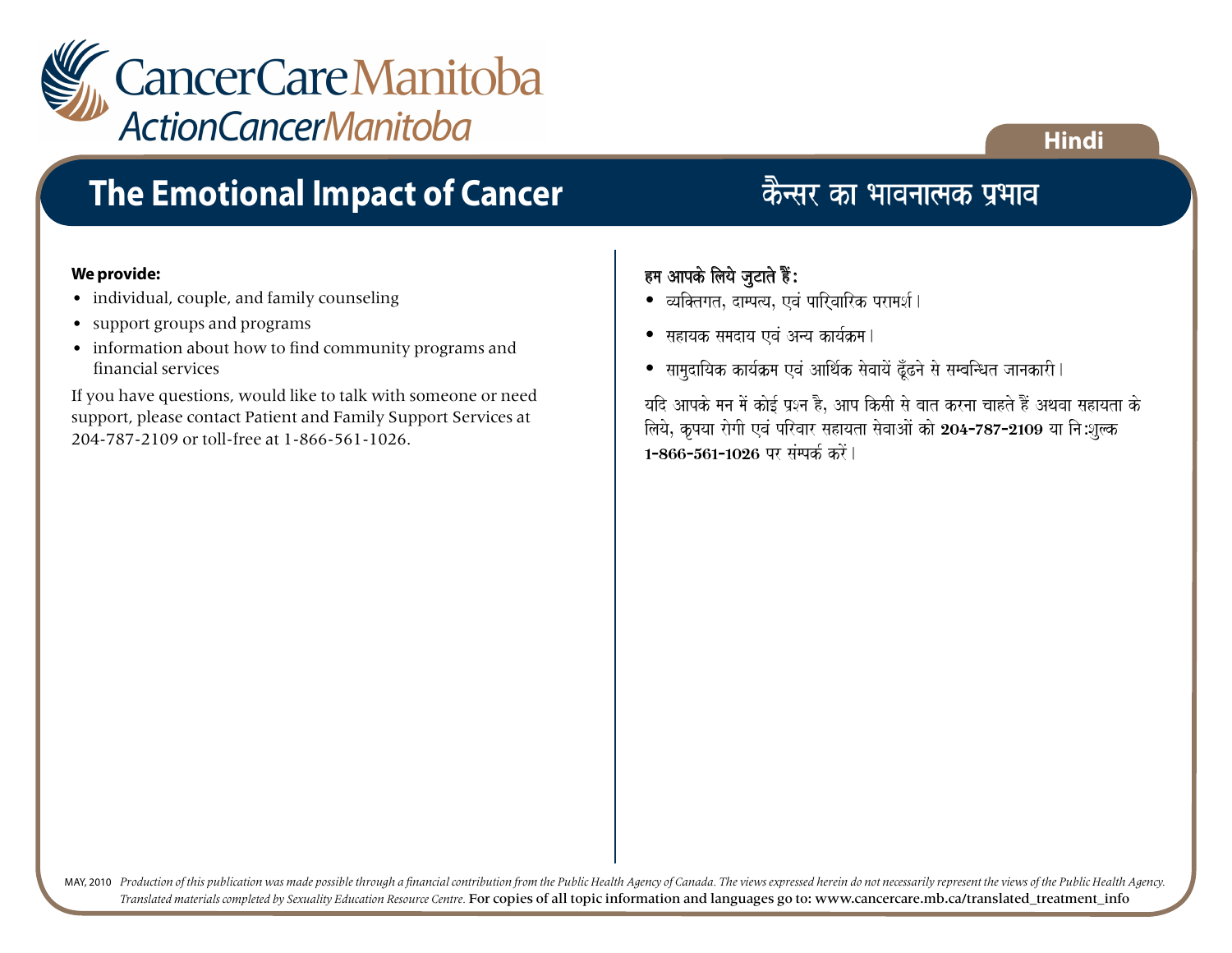CancerCare Manitoba
ActionCancerManitoba

Hindi

# The Emotional Impact of Cancer

**We provide:**

- individual, couple, and family counseling
- support groups and programs
- information about how to find community programs and financial services

If you have questions, would like to talk with someone or need support, please contact Patient and Family Support Services at 204-787-2109 or toll-free at 1-866-561-1026.

# कैन्सर का भावनात्मक प्रभाव

**हम आपके लिये जुटाते हैं:**

- व्यक्तिगत, दाम्पत्य, एवं पारिवारिक परामर्श।
- सहायक समदाय एवं अन्य कार्यक्रम।
- सामुदायिक कार्यक्रम एवं आर्थिक सेवायें ढूँढने से सम्बन्धित जानकारी।

यदि आपके मन में कोई प्रश्न है, आप किसी से बात करना चाहते हैं अथवा सहायता के लिये, कृपया रोगी एवं परिवार सहायता सेवाओं को **204-787-2109** या नि:शुल्क **1-866-561-1026** पर संम्पर्क करें।

MAY, 2010 *Production of this publication was made possible through a financial contribution from the Public Health Agency of Canada. The views expressed herein do not necessarily represent the views of the Public Health Agency. Translated materials completed by Sexuality Education Resource Centre.* For copies of all topic information and languages go to: www.cancercare.mb.ca/translated_treatment_info